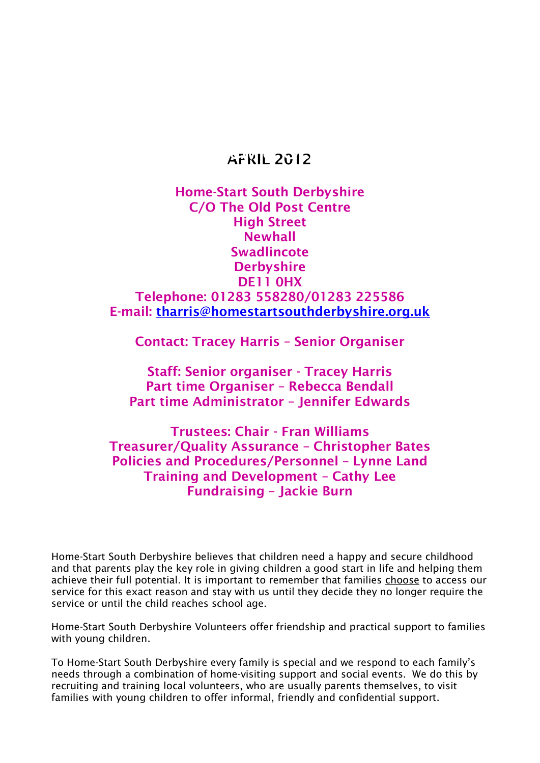# APRIL 2012

**Home-Start South Derbyshire**
**C/O The Old Post Centre**
**High Street**
**Newhall**
**Swadlincote**
**Derbyshire**
**DE11 0HX**
**Telephone: 01283 558280/01283 225586**
**E-mail: [tharris@homestartsouthderbyshire.org.uk](mailto:tharris@homestartsouthderbyshire.org.uk)**

**Contact: Tracey Harris – Senior Organiser**

**Staff: Senior organiser - Tracey Harris**
**Part time Organiser – Rebecca Bendall**
**Part time Administrator – Jennifer Edwards**

**Trustees: Chair - Fran Williams**
**Treasurer/Quality Assurance – Christopher Bates**
**Policies and Procedures/Personnel – Lynne Land**
**Training and Development – Cathy Lee**
**Fundraising – Jackie Burn**

Home-Start South Derbyshire believes that children need a happy and secure childhood and that parents play the key role in giving children a good start in life and helping them achieve their full potential. It is important to remember that families choose to access our service for this exact reason and stay with us until they decide they no longer require the service or until the child reaches school age.

Home-Start South Derbyshire Volunteers offer friendship and practical support to families with young children.

To Home-Start South Derbyshire every family is special and we respond to each family's needs through a combination of home-visiting support and social events. We do this by recruiting and training local volunteers, who are usually parents themselves, to visit families with young children to offer informal, friendly and confidential support.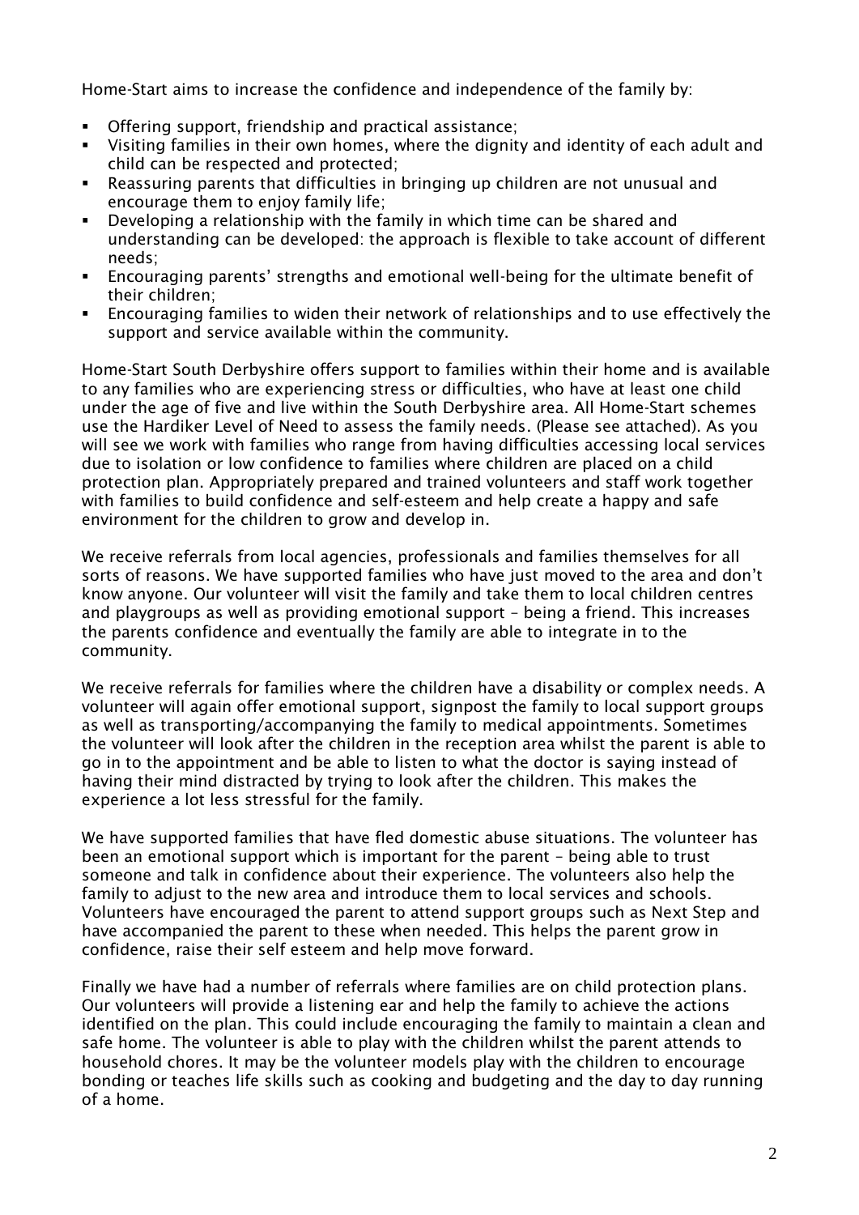Home-Start aims to increase the confidence and independence of the family by:

- Offering support, friendship and practical assistance;
- Visiting families in their own homes, where the dignity and identity of each adult and child can be respected and protected;
- Reassuring parents that difficulties in bringing up children are not unusual and encourage them to enjoy family life;
- Developing a relationship with the family in which time can be shared and understanding can be developed: the approach is flexible to take account of different needs;
- Encouraging parents' strengths and emotional well-being for the ultimate benefit of their children;
- Encouraging families to widen their network of relationships and to use effectively the support and service available within the community.

Home-Start South Derbyshire offers support to families within their home and is available to any families who are experiencing stress or difficulties, who have at least one child under the age of five and live within the South Derbyshire area. All Home-Start schemes use the Hardiker Level of Need to assess the family needs. (Please see attached). As you will see we work with families who range from having difficulties accessing local services due to isolation or low confidence to families where children are placed on a child protection plan. Appropriately prepared and trained volunteers and staff work together with families to build confidence and self-esteem and help create a happy and safe environment for the children to grow and develop in.

We receive referrals from local agencies, professionals and families themselves for all sorts of reasons. We have supported families who have just moved to the area and don't know anyone. Our volunteer will visit the family and take them to local children centres and playgroups as well as providing emotional support – being a friend. This increases the parents confidence and eventually the family are able to integrate in to the community.

We receive referrals for families where the children have a disability or complex needs. A volunteer will again offer emotional support, signpost the family to local support groups as well as transporting/accompanying the family to medical appointments. Sometimes the volunteer will look after the children in the reception area whilst the parent is able to go in to the appointment and be able to listen to what the doctor is saying instead of having their mind distracted by trying to look after the children. This makes the experience a lot less stressful for the family.

We have supported families that have fled domestic abuse situations. The volunteer has been an emotional support which is important for the parent – being able to trust someone and talk in confidence about their experience. The volunteers also help the family to adjust to the new area and introduce them to local services and schools. Volunteers have encouraged the parent to attend support groups such as Next Step and have accompanied the parent to these when needed. This helps the parent grow in confidence, raise their self esteem and help move forward.

Finally we have had a number of referrals where families are on child protection plans. Our volunteers will provide a listening ear and help the family to achieve the actions identified on the plan. This could include encouraging the family to maintain a clean and safe home. The volunteer is able to play with the children whilst the parent attends to household chores. It may be the volunteer models play with the children to encourage bonding or teaches life skills such as cooking and budgeting and the day to day running of a home.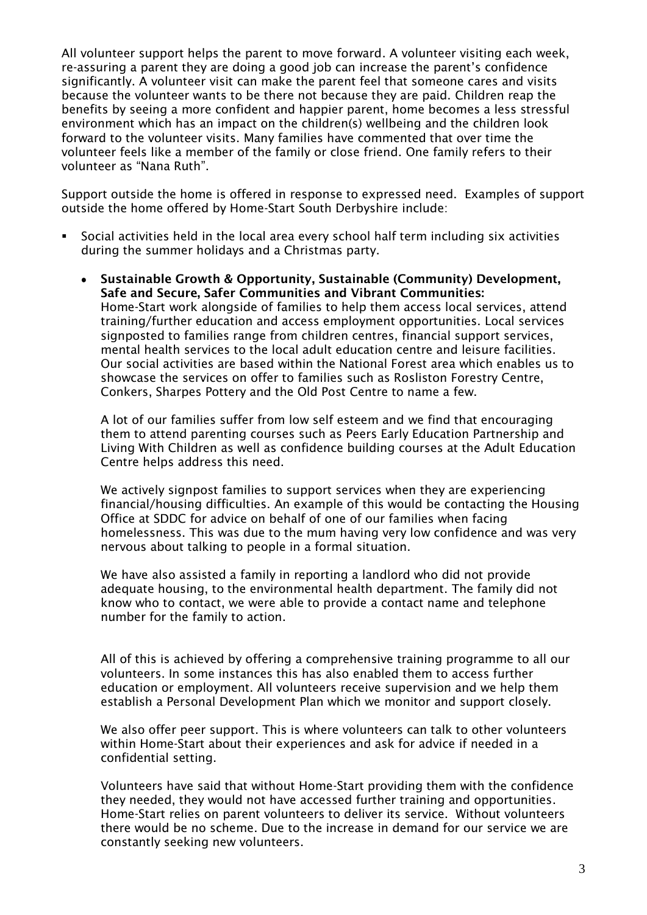All volunteer support helps the parent to move forward. A volunteer visiting each week, re-assuring a parent they are doing a good job can increase the parent's confidence significantly. A volunteer visit can make the parent feel that someone cares and visits because the volunteer wants to be there not because they are paid. Children reap the benefits by seeing a more confident and happier parent, home becomes a less stressful environment which has an impact on the children(s) wellbeing and the children look forward to the volunteer visits. Many families have commented that over time the volunteer feels like a member of the family or close friend. One family refers to their volunteer as "Nana Ruth".

Support outside the home is offered in response to expressed need. Examples of support outside the home offered by Home-Start South Derbyshire include:

- Social activities held in the local area every school half term including six activities during the summer holidays and a Christmas party.

  - **Sustainable Growth & Opportunity, Sustainable (Community) Development, Safe and Secure, Safer Communities and Vibrant Communities:**
    Home-Start work alongside of families to help them access local services, attend training/further education and access employment opportunities. Local services signposted to families range from children centres, financial support services, mental health services to the local adult education centre and leisure facilities. Our social activities are based within the National Forest area which enables us to showcase the services on offer to families such as Rosliston Forestry Centre, Conkers, Sharpes Pottery and the Old Post Centre to name a few.

    A lot of our families suffer from low self esteem and we find that encouraging them to attend parenting courses such as Peers Early Education Partnership and Living With Children as well as confidence building courses at the Adult Education Centre helps address this need.

    We actively signpost families to support services when they are experiencing financial/housing difficulties. An example of this would be contacting the Housing Office at SDDC for advice on behalf of one of our families when facing homelessness. This was due to the mum having very low confidence and was very nervous about talking to people in a formal situation.

    We have also assisted a family in reporting a landlord who did not provide adequate housing, to the environmental health department. The family did not know who to contact, we were able to provide a contact name and telephone number for the family to action.

    All of this is achieved by offering a comprehensive training programme to all our volunteers. In some instances this has also enabled them to access further education or employment. All volunteers receive supervision and we help them establish a Personal Development Plan which we monitor and support closely.

    We also offer peer support. This is where volunteers can talk to other volunteers within Home-Start about their experiences and ask for advice if needed in a confidential setting.

    Volunteers have said that without Home-Start providing them with the confidence they needed, they would not have accessed further training and opportunities. Home-Start relies on parent volunteers to deliver its service. Without volunteers there would be no scheme. Due to the increase in demand for our service we are constantly seeking new volunteers.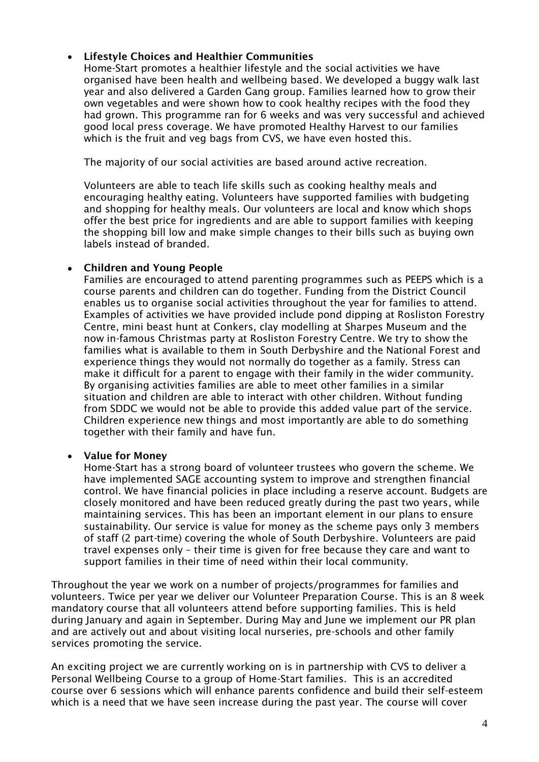- **Lifestyle Choices and Healthier Communities**
  Home-Start promotes a healthier lifestyle and the social activities we have organised have been health and wellbeing based. We developed a buggy walk last year and also delivered a Garden Gang group. Families learned how to grow their own vegetables and were shown how to cook healthy recipes with the food they had grown. This programme ran for 6 weeks and was very successful and achieved good local press coverage. We have promoted Healthy Harvest to our families which is the fruit and veg bags from CVS, we have even hosted this.

  The majority of our social activities are based around active recreation.

  Volunteers are able to teach life skills such as cooking healthy meals and encouraging healthy eating. Volunteers have supported families with budgeting and shopping for healthy meals. Our volunteers are local and know which shops offer the best price for ingredients and are able to support families with keeping the shopping bill low and make simple changes to their bills such as buying own labels instead of branded.

- **Children and Young People**
  Families are encouraged to attend parenting programmes such as PEEPS which is a course parents and children can do together. Funding from the District Council enables us to organise social activities throughout the year for families to attend. Examples of activities we have provided include pond dipping at Rosliston Forestry Centre, mini beast hunt at Conkers, clay modelling at Sharpes Museum and the now in-famous Christmas party at Rosliston Forestry Centre. We try to show the families what is available to them in South Derbyshire and the National Forest and experience things they would not normally do together as a family. Stress can make it difficult for a parent to engage with their family in the wider community. By organising activities families are able to meet other families in a similar situation and children are able to interact with other children. Without funding from SDDC we would not be able to provide this added value part of the service. Children experience new things and most importantly are able to do something together with their family and have fun.

- **Value for Money**
  Home-Start has a strong board of volunteer trustees who govern the scheme. We have implemented SAGE accounting system to improve and strengthen financial control. We have financial policies in place including a reserve account. Budgets are closely monitored and have been reduced greatly during the past two years, while maintaining services. This has been an important element in our plans to ensure sustainability. Our service is value for money as the scheme pays only 3 members of staff (2 part-time) covering the whole of South Derbyshire. Volunteers are paid travel expenses only – their time is given for free because they care and want to support families in their time of need within their local community.

Throughout the year we work on a number of projects/programmes for families and volunteers. Twice per year we deliver our Volunteer Preparation Course. This is an 8 week mandatory course that all volunteers attend before supporting families. This is held during January and again in September. During May and June we implement our PR plan and are actively out and about visiting local nurseries, pre-schools and other family services promoting the service.

An exciting project we are currently working on is in partnership with CVS to deliver a Personal Wellbeing Course to a group of Home-Start families. This is an accredited course over 6 sessions which will enhance parents confidence and build their self-esteem which is a need that we have seen increase during the past year. The course will cover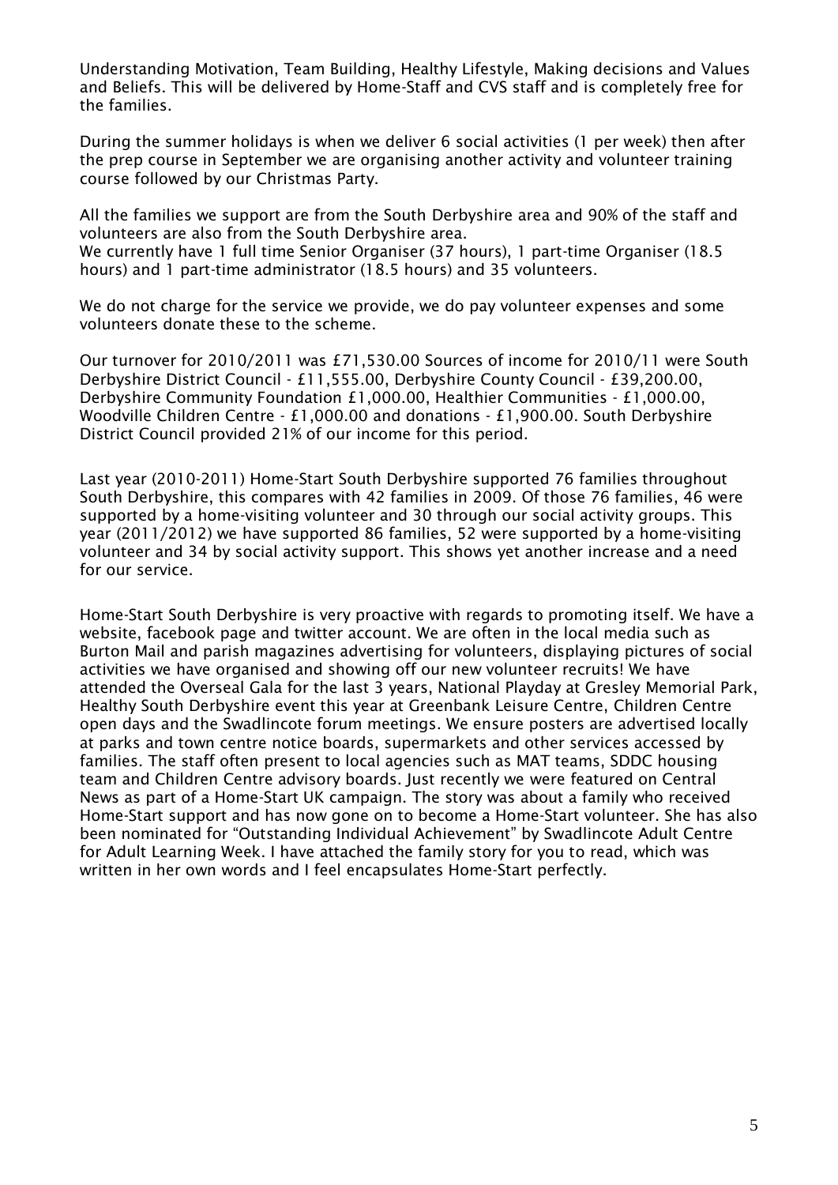Understanding Motivation, Team Building, Healthy Lifestyle, Making decisions and Values and Beliefs. This will be delivered by Home-Staff and CVS staff and is completely free for the families.

During the summer holidays is when we deliver 6 social activities (1 per week) then after the prep course in September we are organising another activity and volunteer training course followed by our Christmas Party.

All the families we support are from the South Derbyshire area and 90% of the staff and volunteers are also from the South Derbyshire area.
We currently have 1 full time Senior Organiser (37 hours), 1 part-time Organiser (18.5 hours) and 1 part-time administrator (18.5 hours) and 35 volunteers.

We do not charge for the service we provide, we do pay volunteer expenses and some volunteers donate these to the scheme.

Our turnover for 2010/2011 was £71,530.00 Sources of income for 2010/11 were South Derbyshire District Council - £11,555.00, Derbyshire County Council - £39,200.00, Derbyshire Community Foundation £1,000.00, Healthier Communities - £1,000.00, Woodville Children Centre - £1,000.00 and donations - £1,900.00. South Derbyshire District Council provided 21% of our income for this period.

Last year (2010-2011) Home-Start South Derbyshire supported 76 families throughout South Derbyshire, this compares with 42 families in 2009. Of those 76 families, 46 were supported by a home-visiting volunteer and 30 through our social activity groups. This year (2011/2012) we have supported 86 families, 52 were supported by a home-visiting volunteer and 34 by social activity support. This shows yet another increase and a need for our service.

Home-Start South Derbyshire is very proactive with regards to promoting itself. We have a website, facebook page and twitter account. We are often in the local media such as Burton Mail and parish magazines advertising for volunteers, displaying pictures of social activities we have organised and showing off our new volunteer recruits! We have attended the Overseal Gala for the last 3 years, National Playday at Gresley Memorial Park, Healthy South Derbyshire event this year at Greenbank Leisure Centre, Children Centre open days and the Swadlincote forum meetings. We ensure posters are advertised locally at parks and town centre notice boards, supermarkets and other services accessed by families. The staff often present to local agencies such as MAT teams, SDDC housing team and Children Centre advisory boards. Just recently we were featured on Central News as part of a Home-Start UK campaign. The story was about a family who received Home-Start support and has now gone on to become a Home-Start volunteer. She has also been nominated for "Outstanding Individual Achievement" by Swadlincote Adult Centre for Adult Learning Week. I have attached the family story for you to read, which was written in her own words and I feel encapsulates Home-Start perfectly.